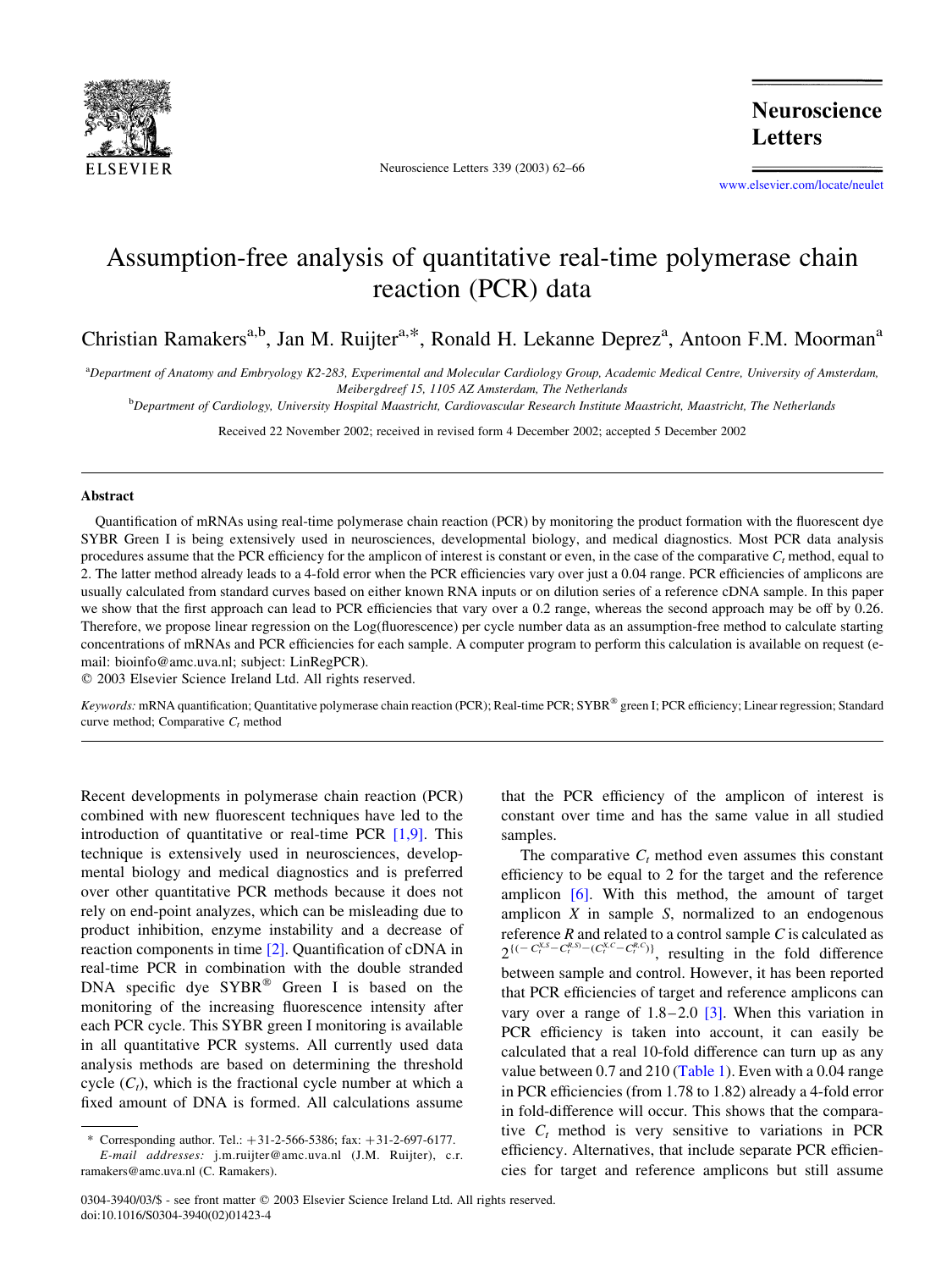# Assumption-free analysis of quantitative real-time polymerase chain reaction (PCR) data

Christian Ramakers[a,b], Jan M. Ruijter[a,*], Ronald H. Lekanne Deprez[a], Antoon F.M. Moorman[a]

[a]*Department of Anatomy and Embryology K2-283, Experimental and Molecular Cardiology Group, Academic Medical Centre, University of Amsterdam, Meibergdreef 15, 1105 AZ Amsterdam, The Netherlands*

[b]*Department of Cardiology, University Hospital Maastricht, Cardiovascular Research Institute Maastricht, Maastricht, The Netherlands*

Received 22 November 2002; received in revised form 4 December 2002; accepted 5 December 2002

## Abstract

Quantification of mRNAs using real-time polymerase chain reaction (PCR) by monitoring the product formation with the fluorescent dye SYBR Green I is being extensively used in neurosciences, developmental biology, and medical diagnostics. Most PCR data analysis procedures assume that the PCR efficiency for the amplicon of interest is constant or even, in the case of the comparative $C_t$ method, equal to 2. The latter method already leads to a 4-fold error when the PCR efficiencies vary over just a 0.04 range. PCR efficiencies of amplicons are usually calculated from standard curves based on either known RNA inputs or on dilution series of a reference cDNA sample. In this paper we show that the first approach can lead to PCR efficiencies that vary over a 0.2 range, whereas the second approach may be off by 0.26. Therefore, we propose linear regression on the Log(fluorescence) per cycle number data as an assumption-free method to calculate starting concentrations of mRNAs and PCR efficiencies for each sample. A computer program to perform this calculation is available on request (e-mail: bioinfo@amc.uva.nl; subject: LinRegPCR).

© 2003 Elsevier Science Ireland Ltd. All rights reserved.

*Keywords:* mRNA quantification; Quantitative polymerase chain reaction (PCR); Real-time PCR; SYBR® green I; PCR efficiency; Linear regression; Standard curve method; Comparative $C_t$ method

Recent developments in polymerase chain reaction (PCR) combined with new fluorescent techniques have led to the introduction of quantitative or real-time PCR [1,9]. This technique is extensively used in neurosciences, developmental biology and medical diagnostics and is preferred over other quantitative PCR methods because it does not rely on end-point analyzes, which can be misleading due to product inhibition, enzyme instability and a decrease of reaction components in time [2]. Quantification of cDNA in real-time PCR in combination with the double stranded DNA specific dye SYBR® Green I is based on the monitoring of the increasing fluorescence intensity after each PCR cycle. This SYBR green I monitoring is available in all quantitative PCR systems. All currently used data analysis methods are based on determining the threshold cycle ($C_t$), which is the fractional cycle number at which a fixed amount of DNA is formed. All calculations assume that the PCR efficiency of the amplicon of interest is constant over time and has the same value in all studied samples.

The comparative $C_t$ method even assumes this constant efficiency to be equal to 2 for the target and the reference amplicon [6]. With this method, the amount of target amplicon $X$ in sample $S$, normalized to an endogenous reference $R$ and related to a control sample $C$ is calculated as $2^{\{(-C_t^{X,S}-C_t^{R,S})-(C_t^{X,C}-C_t^{R,C})\}}$, resulting in the fold difference between sample and control. However, it has been reported that PCR efficiencies of target and reference amplicons can vary over a range of 1.8–2.0 [3]. When this variation in PCR efficiency is taken into account, it can easily be calculated that a real 10-fold difference can turn up as any value between 0.7 and 210 (Table 1). Even with a 0.04 range in PCR efficiencies (from 1.78 to 1.82) already a 4-fold error in fold-difference will occur. This shows that the comparative $C_t$ method is very sensitive to variations in PCR efficiency. Alternatives, that include separate PCR efficiencies for target and reference amplicons but still assume

\* Corresponding author. Tel.: +31-2-566-5386; fax: +31-2-697-6177.
*E-mail addresses:* j.m.ruijter@amc.uva.nl (J.M. Ruijter), c.r.ramakers@amc.uva.nl (C. Ramakers).

0304-3940/03/$ - see front matter © 2003 Elsevier Science Ireland Ltd. All rights reserved.
doi:10.1016/S0304-3940(02)01423-4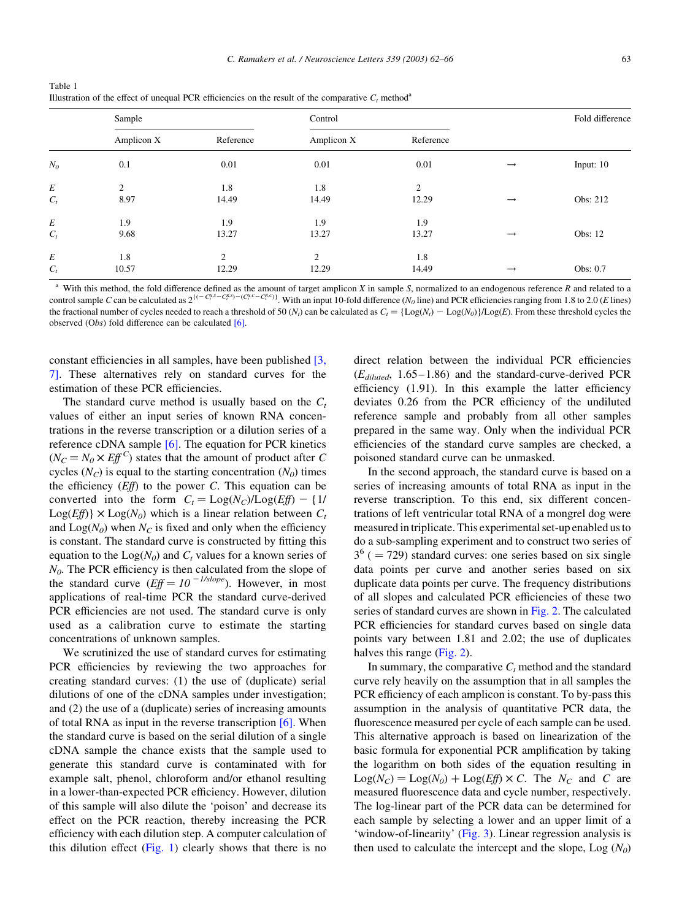Table 1
Illustration of the effect of unequal PCR efficiencies on the result of the comparative $C_t$ method[a]

| | Sample | | Control | | | Fold difference |
|---|---|---|---|---|---|---|
| | Amplicon X | Reference | Amplicon X | Reference | | |
| $N_0$ | 0.1 | 0.01 | 0.01 | 0.01 | → | Input: 10 |
| $E$ | 2 | 1.8 | 1.8 | 2 | | |
| $C_t$ | 8.97 | 14.49 | 14.49 | 12.29 | → | Obs: 212 |
| $E$ | 1.9 | 1.9 | 1.9 | 1.9 | | |
| $C_t$ | 9.68 | 13.27 | 13.27 | 13.27 | → | Obs: 12 |
| $E$ | 1.8 | 2 | 2 | 1.8 | | |
| $C_t$ | 10.57 | 12.29 | 12.29 | 14.49 | → | Obs: 0.7 |

[a] With this method, the fold difference defined as the amount of target amplicon X in sample S, normalized to an endogenous reference R and related to a control sample C can be calculated as $2^{\{(-C_t^{X,S}-C_t^{R,S})-(C_t^{X,C}-C_t^{R,C})\}}$. With an input 10-fold difference ($N_0$ line) and PCR efficiencies ranging from 1.8 to 2.0 ($E$ lines) the fractional number of cycles needed to reach a threshold of 50 ($N_t$) can be calculated as $C_t = \{\text{Log}(N_t) - \text{Log}(N_0)\}/\text{Log}(E)$. From these threshold cycles the observed (Obs) fold difference can be calculated [6].

constant efficiencies in all samples, have been published [3, 7]. These alternatives rely on standard curves for the estimation of these PCR efficiencies.

The standard curve method is usually based on the $C_t$ values of either an input series of known RNA concentrations in the reverse transcription or a dilution series of a reference cDNA sample [6]. The equation for PCR kinetics ($N_C = N_0 \times Eff^{C}$) states that the amount of product after $C$ cycles ($N_C$) is equal to the starting concentration ($N_0$) times the efficiency ($Eff$) to the power $C$. This equation can be converted into the form $C_t = \text{Log}(N_C)/\text{Log}(Eff) - \{1/\text{Log}(Eff)\} \times \text{Log}(N_0)$ which is a linear relation between $C_t$ and $\text{Log}(N_0)$ when $N_C$ is fixed and only when the efficiency is constant. The standard curve is constructed by fitting this equation to the $\text{Log}(N_0)$ and $C_t$ values for a known series of $N_0$. The PCR efficiency is then calculated from the slope of the standard curve ($Eff = 10^{-1/slope}$). However, in most applications of real-time PCR the standard curve-derived PCR efficiencies are not used. The standard curve is only used as a calibration curve to estimate the starting concentrations of unknown samples.

We scrutinized the use of standard curves for estimating PCR efficiencies by reviewing the two approaches for creating standard curves: (1) the use of (duplicate) serial dilutions of one of the cDNA samples under investigation; and (2) the use of a (duplicate) series of increasing amounts of total RNA as input in the reverse transcription [6]. When the standard curve is based on the serial dilution of a single cDNA sample the chance exists that the sample used to generate this standard curve is contaminated with for example salt, phenol, chloroform and/or ethanol resulting in a lower-than-expected PCR efficiency. However, dilution of this sample will also dilute the 'poison' and decrease its effect on the PCR reaction, thereby increasing the PCR efficiency with each dilution step. A computer calculation of this dilution effect (Fig. 1) clearly shows that there is no direct relation between the individual PCR efficiencies ($E_{diluted}$, 1.65–1.86) and the standard-curve-derived PCR efficiency (1.91). In this example the latter efficiency deviates 0.26 from the PCR efficiency of the undiluted reference sample and probably from all other samples prepared in the same way. Only when the individual PCR efficiencies of the standard curve samples are checked, a poisoned standard curve can be unmasked.

In the second approach, the standard curve is based on a series of increasing amounts of total RNA as input in the reverse transcription. To this end, six different concentrations of left ventricular total RNA of a mongrel dog were measured in triplicate. This experimental set-up enabled us to do a sub-sampling experiment and to construct two series of $3^6$ ( = 729) standard curves: one series based on six single data points per curve and another series based on six duplicate data points per curve. The frequency distributions of all slopes and calculated PCR efficiencies of these two series of standard curves are shown in Fig. 2. The calculated PCR efficiencies for standard curves based on single data points vary between 1.81 and 2.02; the use of duplicates halves this range (Fig. 2).

In summary, the comparative $C_t$ method and the standard curve rely heavily on the assumption that in all samples the PCR efficiency of each amplicon is constant. To by-pass this assumption in the analysis of quantitative PCR data, the fluorescence measured per cycle of each sample can be used. This alternative approach is based on linearization of the basic formula for exponential PCR amplification by taking the logarithm on both sides of the equation resulting in $\text{Log}(N_C) = \text{Log}(N_0) + \text{Log}(Eff) \times C$. The $N_C$ and $C$ are measured fluorescence data and cycle number, respectively. The log-linear part of the PCR data can be determined for each sample by selecting a lower and an upper limit of a 'window-of-linearity' (Fig. 3). Linear regression analysis is then used to calculate the intercept and the slope, Log ($N_0$)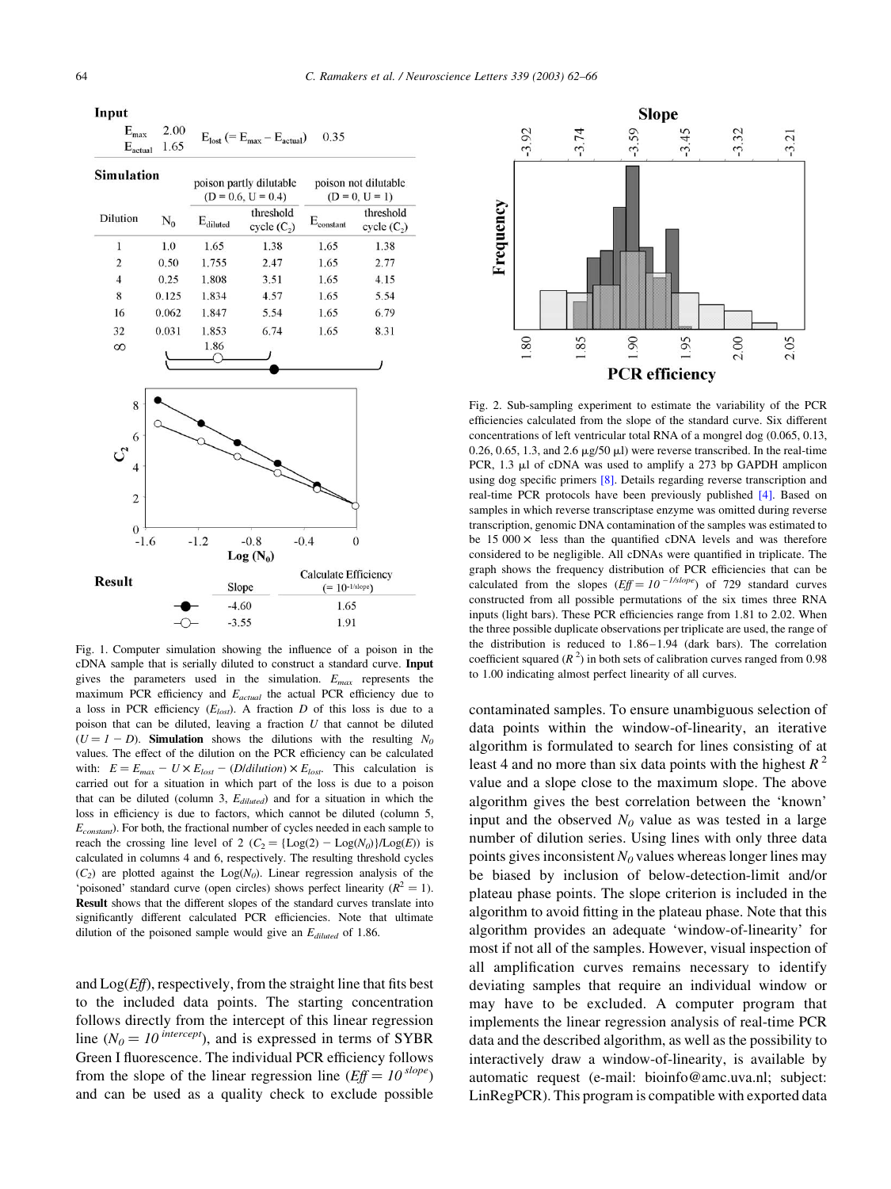**Input**

| | | | |
|---|---|---|---|
| $E_{max}$ | 2.00 | $E_{lost}$ (= $E_{max}$ − $E_{actual}$) | 0.35 |
| $E_{actual}$ | 1.65 | | |

**Simulation**

| | | poison partly dilutable (D = 0.6, U = 0.4) | | poison not dilutable (D = 0, U = 1) | |
|---|---|---|---|---|---|
| Dilution | $N_0$ | $E_{diluted}$ | threshold cycle ($C_2$) | $E_{constant}$ | threshold cycle ($C_2$) |
| 1 | 1.0 | 1.65 | 1.38 | 1.65 | 1.38 |
| 2 | 0.50 | 1.755 | 2.47 | 1.65 | 2.77 |
| 4 | 0.25 | 1.808 | 3.51 | 1.65 | 4.15 |
| 8 | 0.125 | 1.834 | 4.57 | 1.65 | 5.54 |
| 16 | 0.062 | 1.847 | 5.54 | 1.65 | 6.79 |
| 32 | 0.031 | 1.853 | 6.74 | 1.65 | 8.31 |
| ∞ | | 1.86 | | | |

**Result**

| | Slope | Calculate Efficiency (= $10^{-1/slope}$) |
|---|---|---|
| ● | -4.60 | 1.65 |
| ○ | -3.55 | 1.91 |

Fig. 1. Computer simulation showing the influence of a poison in the cDNA sample that is serially diluted to construct a standard curve. **Input** gives the parameters used in the simulation. $E_{max}$ represents the maximum PCR efficiency and $E_{actual}$ the actual PCR efficiency due to a loss in PCR efficiency ($E_{lost}$). A fraction $D$ of this loss is due to a poison that can be diluted, leaving a fraction $U$ that cannot be diluted ($U = 1 - D$). **Simulation** shows the dilutions with the resulting $N_0$ values. The effect of the dilution on the PCR efficiency can be calculated with: $E = E_{max} - U \times E_{lost} - (D/dilution) \times E_{lost}$. This calculation is carried out for a situation in which part of the loss is due to a poison that can be diluted (column 3, $E_{diluted}$) and for a situation in which the loss in efficiency is due to factors, which cannot be diluted (column 5, $E_{constant}$). For both, the fractional number of cycles needed in each sample to reach the crossing line level of 2 ($C_2 = \{\text{Log}(2) - \text{Log}(N_0)\}/\text{Log}(E)$) is calculated in columns 4 and 6, respectively. The resulting threshold cycles ($C_2$) are plotted against the Log($N_0$). Linear regression analysis of the 'poisoned' standard curve (open circles) shows perfect linearity ($R^2 = 1$). **Result** shows that the different slopes of the standard curves translate into significantly different calculated PCR efficiencies. Note that ultimate dilution of the poisoned sample would give an $E_{diluted}$ of 1.86.

Fig. 2. Sub-sampling experiment to estimate the variability of the PCR efficiencies calculated from the slope of the standard curve. Six different concentrations of left ventricular total RNA of a mongrel dog (0.065, 0.13, 0.26, 0.65, 1.3, and 2.6 μg/50 μl) were reverse transcribed. In the real-time PCR, 1.3 μl of cDNA was used to amplify a 273 bp GAPDH amplicon using dog specific primers [8]. Details regarding reverse transcription and real-time PCR protocols have been previously published [4]. Based on samples in which reverse transcriptase enzyme was omitted during reverse transcription, genomic DNA contamination of the samples was estimated to be 15 000× less than the quantified cDNA levels and was therefore considered to be negligible. All cDNAs were quantified in triplicate. The graph shows the frequency distribution of PCR efficiencies that can be calculated from the slopes ($Eff = 10^{-1/slope}$) of 729 standard curves constructed from all possible permutations of the six times three RNA inputs (light bars). These PCR efficiencies range from 1.81 to 2.02. When the three possible duplicate observations per triplicate are used, the range of the distribution is reduced to 1.86–1.94 (dark bars). The correlation coefficient squared ($R^2$) in both sets of calibration curves ranged from 0.98 to 1.00 indicating almost perfect linearity of all curves.

and Log($Eff$), respectively, from the straight line that fits best to the included data points. The starting concentration follows directly from the intercept of this linear regression line ($N_0 = 10^{intercept}$), and is expressed in terms of SYBR Green I fluorescence. The individual PCR efficiency follows from the slope of the linear regression line ($Eff = 10^{slope}$) and can be used as a quality check to exclude possible contaminated samples. To ensure unambiguous selection of data points within the window-of-linearity, an iterative algorithm is formulated to search for lines consisting of at least 4 and no more than six data points with the highest $R^2$ value and a slope close to the maximum slope. The above algorithm gives the best correlation between the 'known' input and the observed $N_0$ value as was tested in a large number of dilution series. Using lines with only three data points gives inconsistent $N_0$ values whereas longer lines may be biased by inclusion of below-detection-limit and/or plateau phase points. The slope criterion is included in the algorithm to avoid fitting in the plateau phase. Note that this algorithm provides an adequate 'window-of-linearity' for most if not all of the samples. However, visual inspection of all amplification curves remains necessary to identify deviating samples that require an individual window or may have to be excluded. A computer program that implements the linear regression analysis of real-time PCR data and the described algorithm, as well as the possibility to interactively draw a window-of-linearity, is available by automatic request (e-mail: bioinfo@amc.uva.nl; subject: LinRegPCR). This program is compatible with exported data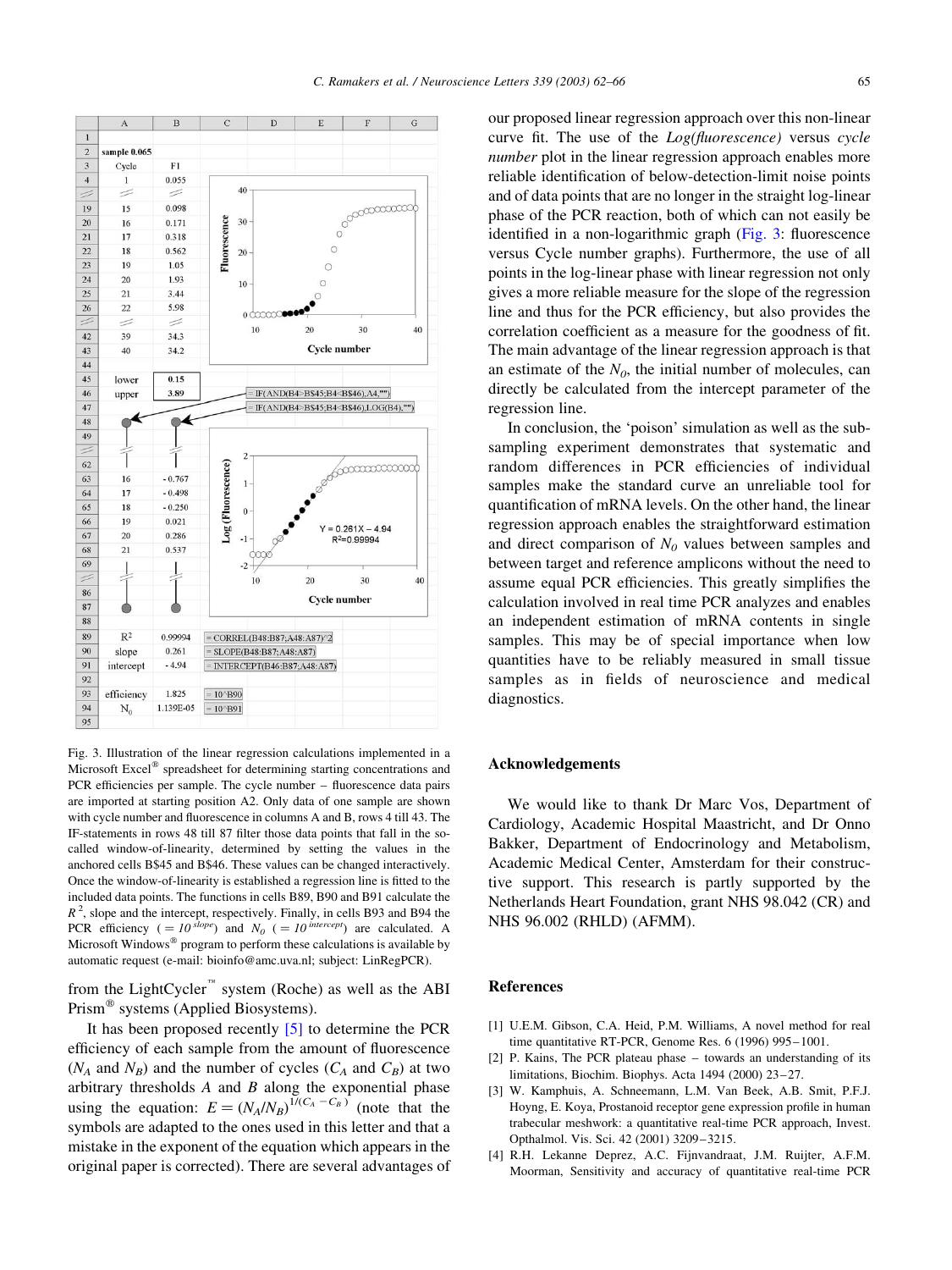Fig. 3. Illustration of the linear regression calculations implemented in a Microsoft Excel® spreadsheet for determining starting concentrations and PCR efficiencies per sample. The cycle number – fluorescence data pairs are imported at starting position A2. Only data of one sample are shown with cycle number and fluorescence in columns A and B, rows 4 till 43. The IF-statements in rows 48 till 87 filter those data points that fall in the so-called window-of-linearity, determined by setting the values in the anchored cells B$45 and B$46. These values can be changed interactively. Once the window-of-linearity is established a regression line is fitted to the included data points. The functions in cells B89, B90 and B91 calculate the $R^2$, slope and the intercept, respectively. Finally, in cells B93 and B94 the PCR efficiency ($=10^{slope}$) and $N_0$ ($=10^{intercept}$) are calculated. A Microsoft Windows® program to perform these calculations is available by automatic request (e-mail: bioinfo@amc.uva.nl; subject: LinRegPCR).

from the LightCycler™ system (Roche) as well as the ABI Prism® systems (Applied Biosystems).

It has been proposed recently [5] to determine the PCR efficiency of each sample from the amount of fluorescence ($N_A$ and $N_B$) and the number of cycles ($C_A$ and $C_B$) at two arbitrary thresholds $A$ and $B$ along the exponential phase using the equation: $E = (N_A/N_B)^{1/(C_A - C_B)}$ (note that the symbols are adapted to the ones used in this letter and that a mistake in the exponent of the equation which appears in the original paper is corrected). There are several advantages of our proposed linear regression approach over this non-linear curve fit. The use of the *Log(fluorescence)* versus *cycle number* plot in the linear regression approach enables more reliable identification of below-detection-limit noise points and of data points that are no longer in the straight log-linear phase of the PCR reaction, both of which can not easily be identified in a non-logarithmic graph (Fig. 3: fluorescence versus Cycle number graphs). Furthermore, the use of all points in the log-linear phase with linear regression not only gives a more reliable measure for the slope of the regression line and thus for the PCR efficiency, but also provides the correlation coefficient as a measure for the goodness of fit. The main advantage of the linear regression approach is that an estimate of the $N_0$, the initial number of molecules, can directly be calculated from the intercept parameter of the regression line.

In conclusion, the 'poison' simulation as well as the sub-sampling experiment demonstrates that systematic and random differences in PCR efficiencies of individual samples make the standard curve an unreliable tool for quantification of mRNA levels. On the other hand, the linear regression approach enables the straightforward estimation and direct comparison of $N_0$ values between samples and between target and reference amplicons without the need to assume equal PCR efficiencies. This greatly simplifies the calculation involved in real time PCR analyzes and enables an independent estimation of mRNA contents in single samples. This may be of special importance when low quantities have to be reliably measured in small tissue samples as in fields of neuroscience and medical diagnostics.

## Acknowledgements

We would like to thank Dr Marc Vos, Department of Cardiology, Academic Hospital Maastricht, and Dr Onno Bakker, Department of Endocrinology and Metabolism, Academic Medical Center, Amsterdam for their constructive support. This research is partly supported by the Netherlands Heart Foundation, grant NHS 98.042 (CR) and NHS 96.002 (RHLD) (AFMM).

## References

[1] U.E.M. Gibson, C.A. Heid, P.M. Williams, A novel method for real time quantitative RT-PCR, Genome Res. 6 (1996) 995–1001.

[2] P. Kains, The PCR plateau phase – towards an understanding of its limitations, Biochim. Biophys. Acta 1494 (2000) 23–27.

[3] W. Kamphuis, A. Schneemann, L.M. Van Beek, A.B. Smit, P.F.J. Hoyng, E. Koya, Prostanoid receptor gene expression profile in human trabecular meshwork: a quantitative real-time PCR approach, Invest. Opthalmol. Vis. Sci. 42 (2001) 3209–3215.

[4] R.H. Lekanne Deprez, A.C. Fijnvandraat, J.M. Ruijter, A.F.M. Moorman, Sensitivity and accuracy of quantitative real-time PCR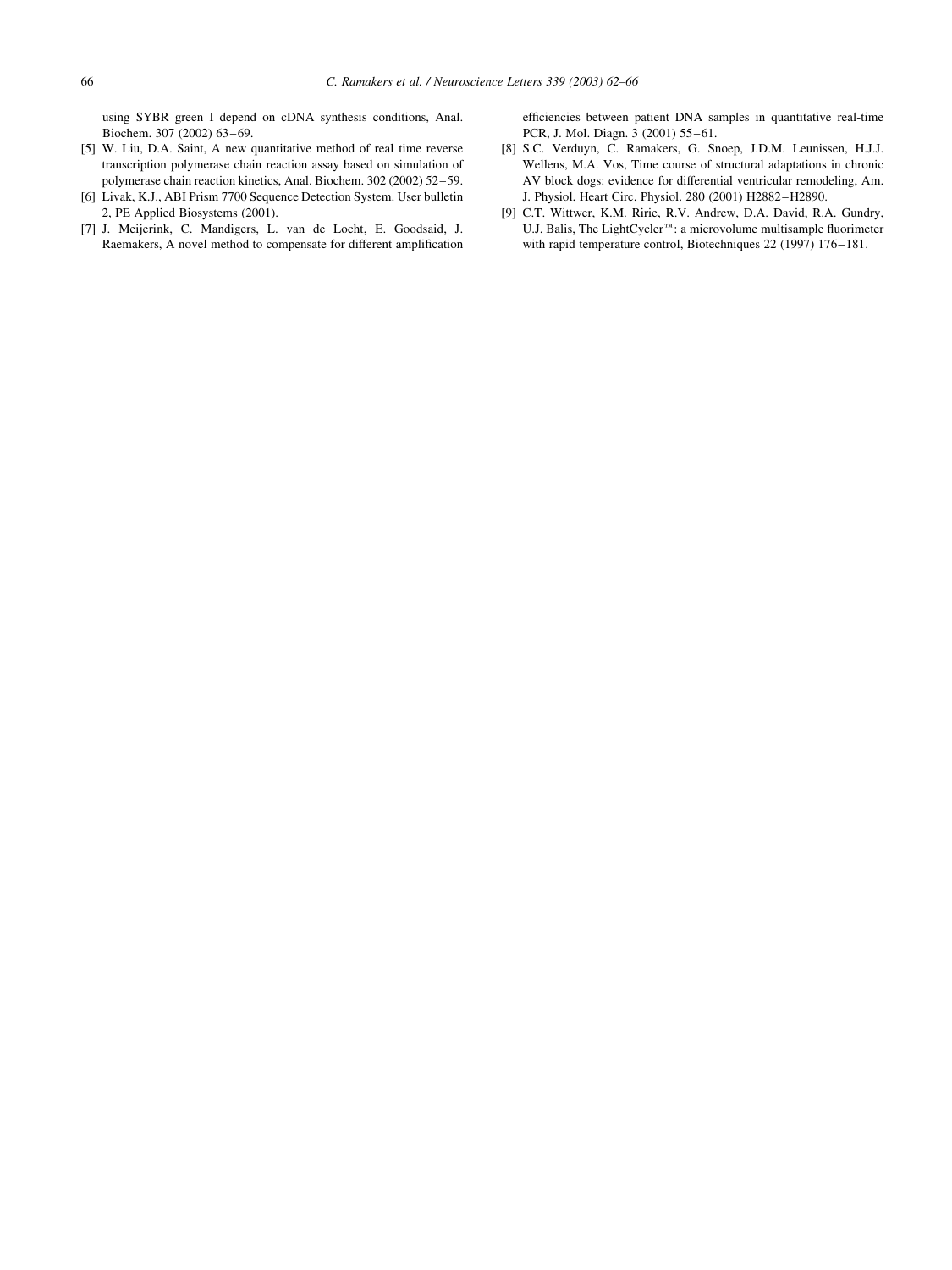using SYBR green I depend on cDNA synthesis conditions, Anal. Biochem. 307 (2002) 63–69.

[5] W. Liu, D.A. Saint, A new quantitative method of real time reverse transcription polymerase chain reaction assay based on simulation of polymerase chain reaction kinetics, Anal. Biochem. 302 (2002) 52–59.

[6] Livak, K.J., ABI Prism 7700 Sequence Detection System. User bulletin 2, PE Applied Biosystems (2001).

[7] J. Meijerink, C. Mandigers, L. van de Locht, E. Goodsaid, J. Raemakers, A novel method to compensate for different amplification efficiencies between patient DNA samples in quantitative real-time PCR, J. Mol. Diagn. 3 (2001) 55–61.

[8] S.C. Verduyn, C. Ramakers, G. Snoep, J.D.M. Leunissen, H.J.J. Wellens, M.A. Vos, Time course of structural adaptations in chronic AV block dogs: evidence for differential ventricular remodeling, Am. J. Physiol. Heart Circ. Physiol. 280 (2001) H2882–H2890.

[9] C.T. Wittwer, K.M. Ririe, R.V. Andrew, D.A. David, R.A. Gundry, U.J. Balis, The LightCycler™: a microvolume multisample fluorimeter with rapid temperature control, Biotechniques 22 (1997) 176–181.